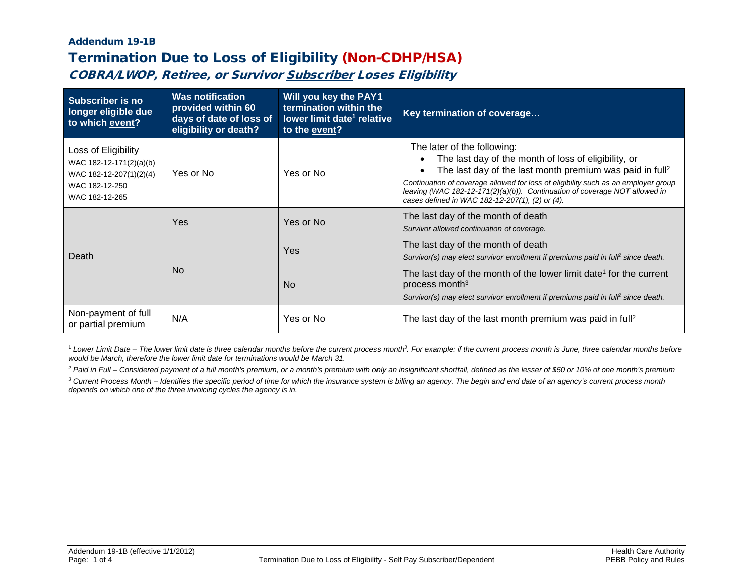**Addendum 19-1B**

# Termination Due to Loss of Eligibility (Non-CDHP/HSA)

## *COBRA/LWOP, Retiree, or Survivor Subscriber Loses Eligibility*

| Subscriber is no longer eligible due to which event? | Was notification provided within 60 days of date of loss of eligibility or death? | Will you key the PAY1 termination within the lower limit date[1] relative to the event? | Key termination of coverage… |
|---|---|---|---|
| Loss of Eligibility<br>WAC 182-12-171(2)(a)(b)<br>WAC 182-12-207(1)(2)(4)<br>WAC 182-12-250<br>WAC 182-12-265 | Yes or No | Yes or No | The later of the following:<br>• The last day of the month of loss of eligibility, or<br>• The last day of the last month premium was paid in full[2]<br>*Continuation of coverage allowed for loss of eligibility such as an employer group leaving (WAC 182-12-171(2)(a)(b)). Continuation of coverage NOT allowed in cases defined in WAC 182-12-207(1), (2) or (4).* |
| Death | Yes | Yes or No | The last day of the month of death<br>*Survivor allowed continuation of coverage.* |
| | No | Yes | The last day of the month of death<br>*Survivor(s) may elect survivor enrollment if premiums paid in full[2] since death.* |
| | | No | The last day of the month of the lower limit date[1] for the current process month[3]<br>*Survivor(s) may elect survivor enrollment if premiums paid in full[2] since death.* |
| Non-payment of full or partial premium | N/A | Yes or No | The last day of the last month premium was paid in full[2] |

[1] *Lower Limit Date – The lower limit date is three calendar months before the current process month[3]. For example: if the current process month is June, three calendar months before would be March, therefore the lower limit date for terminations would be March 31.*

[2] *Paid in Full – Considered payment of a full month's premium, or a month's premium with only an insignificant shortfall, defined as the lesser of $50 or 10% of one month's premium*

[3] *Current Process Month – Identifies the specific period of time for which the insurance system is billing an agency. The begin and end date of an agency's current process month depends on which one of the three invoicing cycles the agency is in.*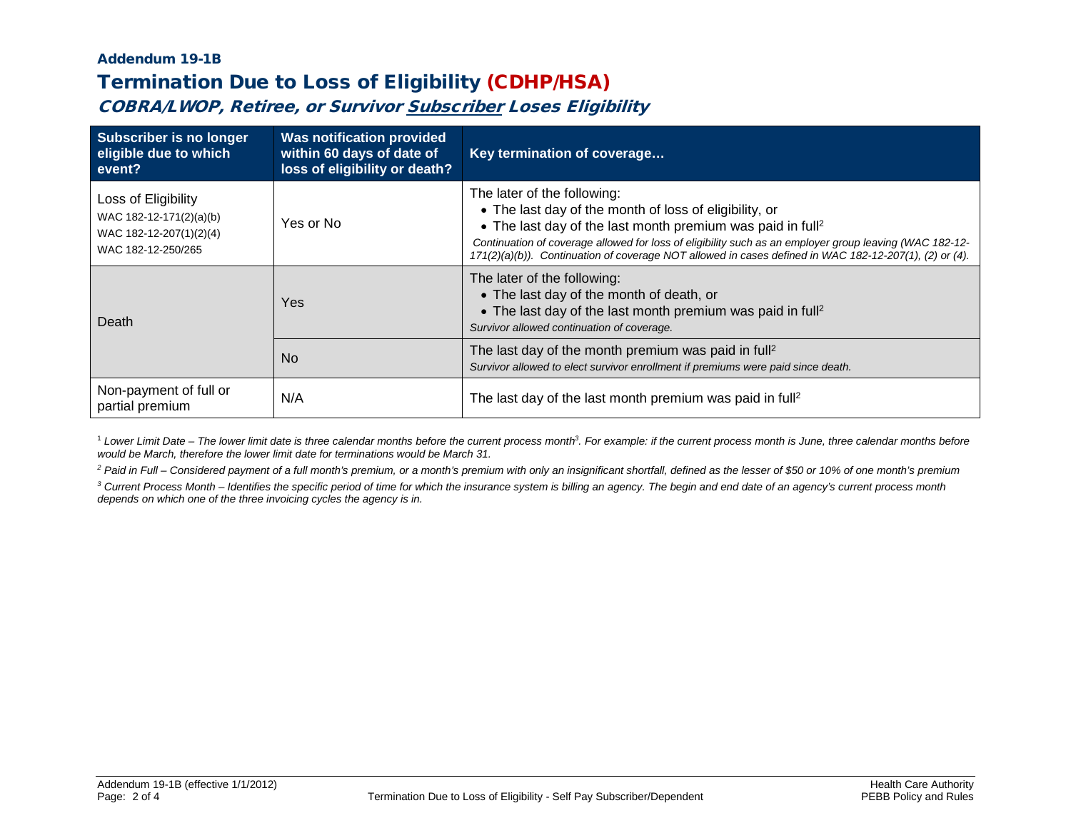## Addendum 19-1B

# Termination Due to Loss of Eligibility (CDHP/HSA)

### *COBRA/LWOP, Retiree, or Survivor Subscriber Loses Eligibility*

| Subscriber is no longer eligible due to which event? | Was notification provided within 60 days of date of loss of eligibility or death? | Key termination of coverage… |
|---|---|---|
| Loss of Eligibility<br>WAC 182-12-171(2)(a)(b)<br>WAC 182-12-207(1)(2)(4)<br>WAC 182-12-250/265 | Yes or No | The later of the following:<br>• The last day of the month of loss of eligibility, or<br>• The last day of the last month premium was paid in full[2]<br>*Continuation of coverage allowed for loss of eligibility such as an employer group leaving (WAC 182-12-171(2)(a)(b)). Continuation of coverage NOT allowed in cases defined in WAC 182-12-207(1), (2) or (4).* |
| Death | Yes | The later of the following:<br>• The last day of the month of death, or<br>• The last day of the last month premium was paid in full[2]<br>*Survivor allowed continuation of coverage.* |
| | No | The last day of the month premium was paid in full[2]<br>*Survivor allowed to elect survivor enrollment if premiums were paid since death.* |
| Non-payment of full or partial premium | N/A | The last day of the last month premium was paid in full[2] |

[1] *Lower Limit Date – The lower limit date is three calendar months before the current process month[3]. For example: if the current process month is June, three calendar months before would be March, therefore the lower limit date for terminations would be March 31.*

[2] *Paid in Full – Considered payment of a full month's premium, or a month's premium with only an insignificant shortfall, defined as the lesser of $50 or 10% of one month's premium*

[3] *Current Process Month – Identifies the specific period of time for which the insurance system is billing an agency. The begin and end date of an agency's current process month depends on which one of the three invoicing cycles the agency is in.*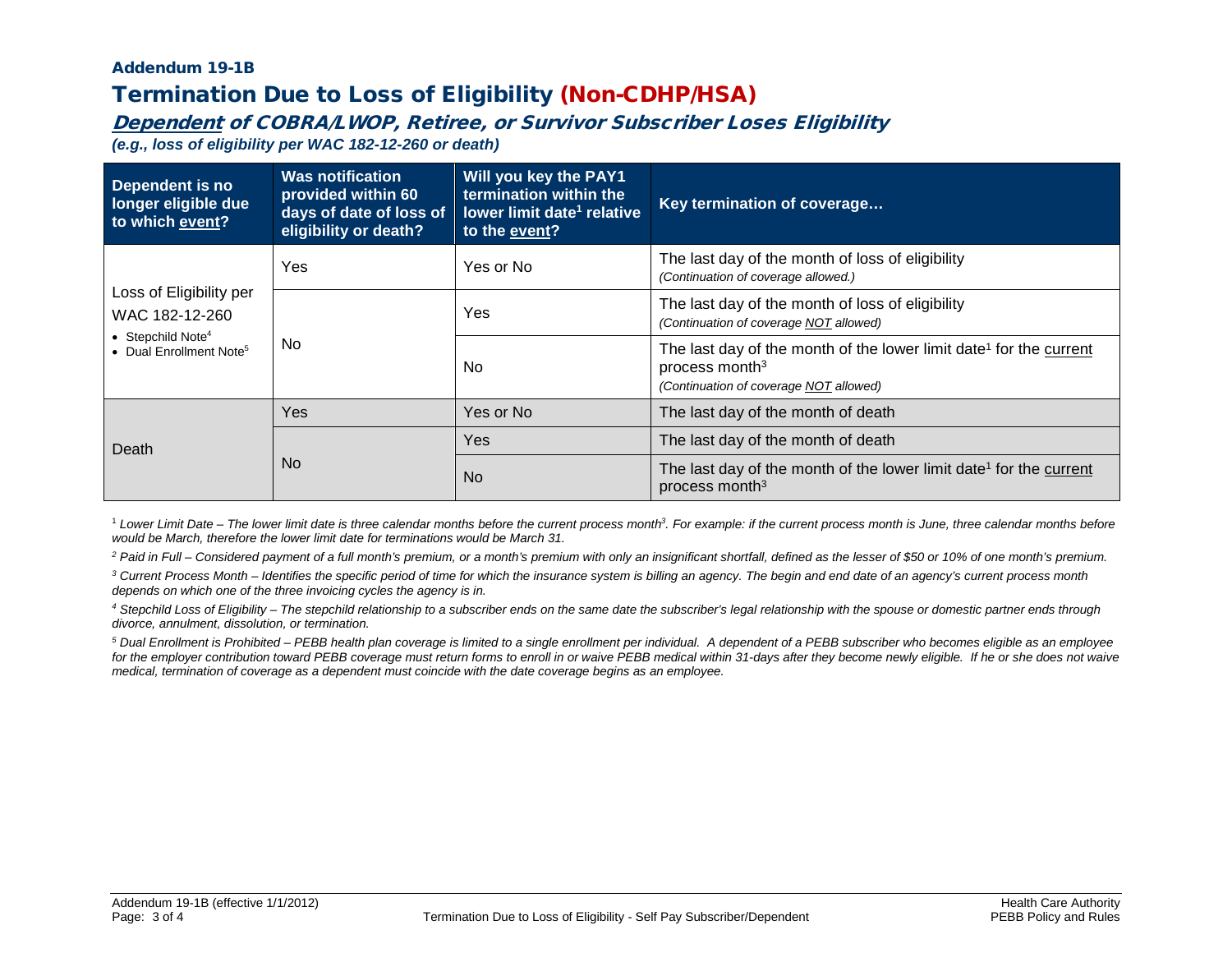**Addendum 19-1B**

# Termination Due to Loss of Eligibility (Non-CDHP/HSA)

## ***Dependent*** *of COBRA/LWOP, Retiree, or Survivor Subscriber Loses Eligibility*

***(e.g., loss of eligibility per WAC 182-12-260 or death)***

| Dependent is no longer eligible due to which event? | Was notification provided within 60 days of date of loss of eligibility or death? | Will you key the PAY1 termination within the lower limit date[1] relative to the event? | Key termination of coverage… |
|---|---|---|---|
| Loss of Eligibility per WAC 182-12-260<br>• Stepchild Note[4]<br>• Dual Enrollment Note[5] | Yes | Yes or No | The last day of the month of loss of eligibility<br>*(Continuation of coverage allowed.)* |
| | No | Yes | The last day of the month of loss of eligibility<br>*(Continuation of coverage NOT allowed)* |
| | | No | The last day of the month of the lower limit date[1] for the current process month[3]<br>*(Continuation of coverage NOT allowed)* |
| Death | Yes | Yes or No | The last day of the month of death |
| | No | Yes | The last day of the month of death |
| | | No | The last day of the month of the lower limit date[1] for the current process month[3] |

[1] *Lower Limit Date – The lower limit date is three calendar months before the current process month[3]. For example: if the current process month is June, three calendar months before would be March, therefore the lower limit date for terminations would be March 31.*

[2] *Paid in Full – Considered payment of a full month's premium, or a month's premium with only an insignificant shortfall, defined as the lesser of $50 or 10% of one month's premium.*

[3] *Current Process Month – Identifies the specific period of time for which the insurance system is billing an agency. The begin and end date of an agency's current process month depends on which one of the three invoicing cycles the agency is in.*

[4] *Stepchild Loss of Eligibility – The stepchild relationship to a subscriber ends on the same date the subscriber's legal relationship with the spouse or domestic partner ends through divorce, annulment, dissolution, or termination.*

[5] *Dual Enrollment is Prohibited – PEBB health plan coverage is limited to a single enrollment per individual. A dependent of a PEBB subscriber who becomes eligible as an employee for the employer contribution toward PEBB coverage must return forms to enroll in or waive PEBB medical within 31-days after they become newly eligible. If he or she does not waive medical, termination of coverage as a dependent must coincide with the date coverage begins as an employee.*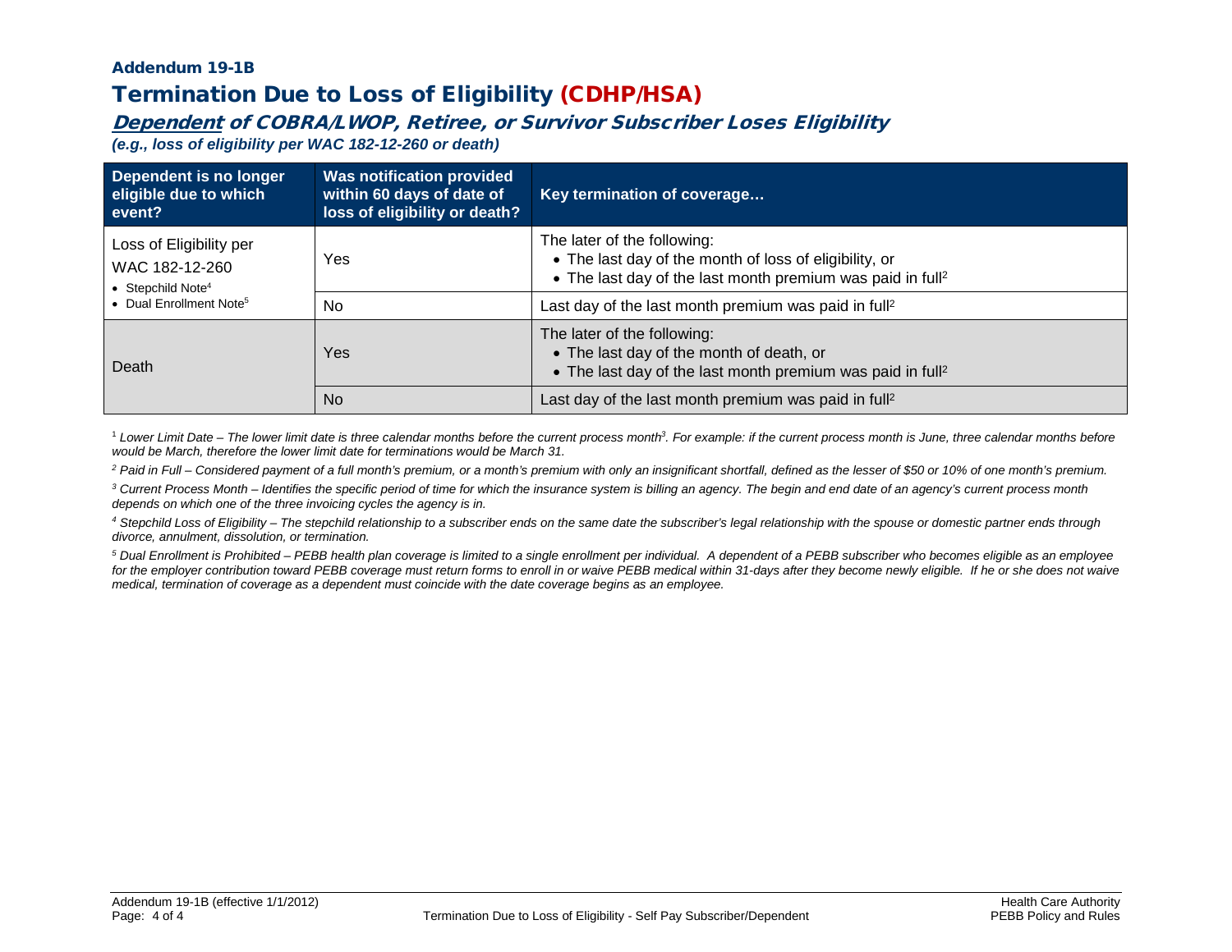### Addendum 19-1B

## Termination Due to Loss of Eligibility (CDHP/HSA)

### *Dependent of COBRA/LWOP, Retiree, or Survivor Subscriber Loses Eligibility*

***(e.g., loss of eligibility per WAC 182-12-260 or death)***

| Dependent is no longer eligible due to which event? | Was notification provided within 60 days of date of loss of eligibility or death? | Key termination of coverage… |
|---|---|---|
| Loss of Eligibility per WAC 182-12-260<br>• Stepchild Note[4]<br>• Dual Enrollment Note[5] | Yes | The later of the following:<br>• The last day of the month of loss of eligibility, or<br>• The last day of the last month premium was paid in full[2] |
| | No | Last day of the last month premium was paid in full[2] |
| Death | Yes | The later of the following:<br>• The last day of the month of death, or<br>• The last day of the last month premium was paid in full[2] |
| | No | Last day of the last month premium was paid in full[2] |

[1] *Lower Limit Date – The lower limit date is three calendar months before the current process month[3]. For example: if the current process month is June, three calendar months before would be March, therefore the lower limit date for terminations would be March 31.*

[2] *Paid in Full – Considered payment of a full month's premium, or a month's premium with only an insignificant shortfall, defined as the lesser of $50 or 10% of one month's premium.*

[3] *Current Process Month – Identifies the specific period of time for which the insurance system is billing an agency. The begin and end date of an agency's current process month depends on which one of the three invoicing cycles the agency is in.*

[4] *Stepchild Loss of Eligibility – The stepchild relationship to a subscriber ends on the same date the subscriber's legal relationship with the spouse or domestic partner ends through divorce, annulment, dissolution, or termination.*

[5] *Dual Enrollment is Prohibited – PEBB health plan coverage is limited to a single enrollment per individual. A dependent of a PEBB subscriber who becomes eligible as an employee for the employer contribution toward PEBB coverage must return forms to enroll in or waive PEBB medical within 31-days after they become newly eligible. If he or she does not waive medical, termination of coverage as a dependent must coincide with the date coverage begins as an employee.*